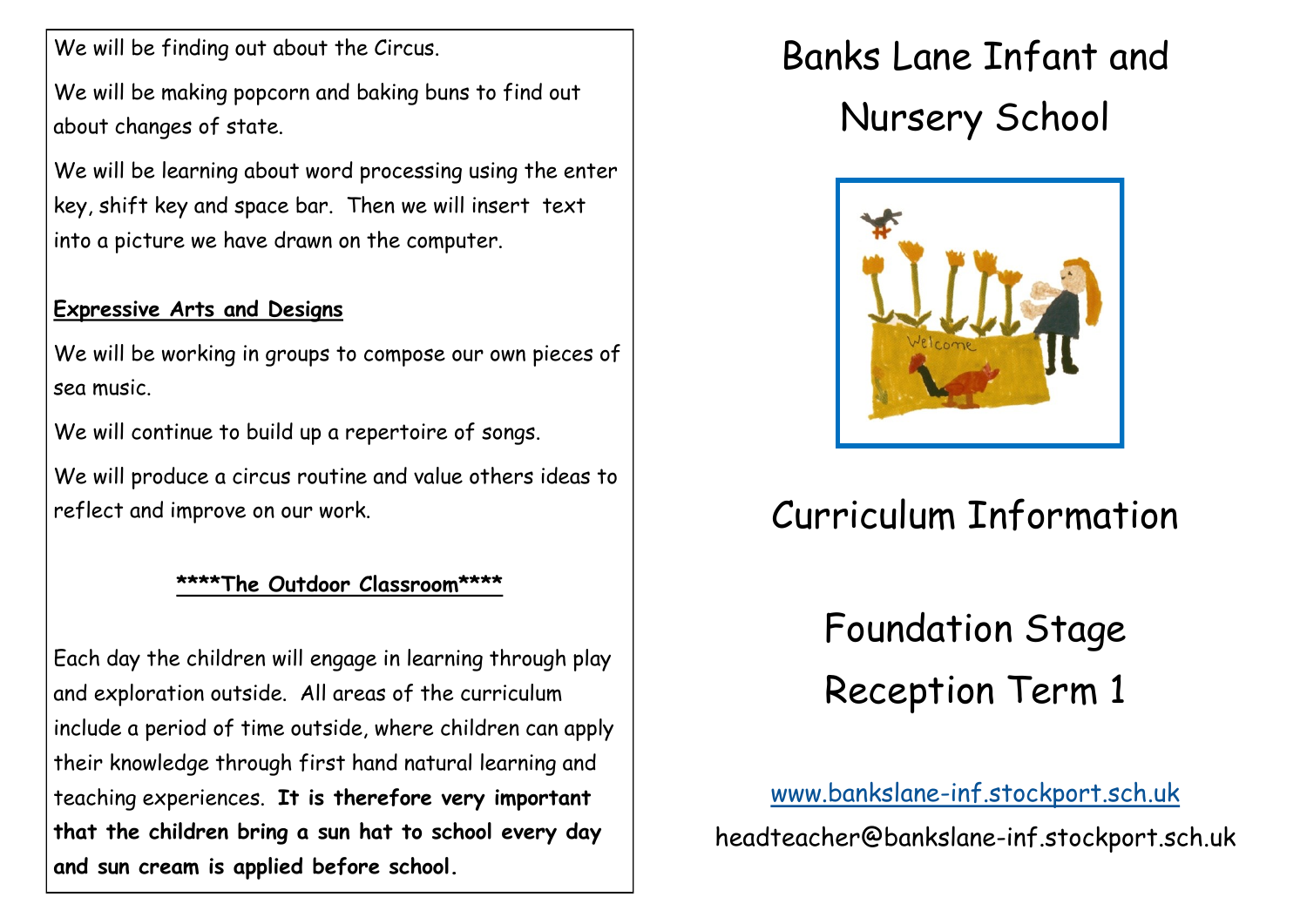We will be finding out about the Circus.

We will be making popcorn and baking buns to find out about changes of state.

We will be learning about word processing using the enter key, shift key and space bar. Then we will insert text into a picture we have drawn on the computer.

**Expressive Arts and Designs**

We will be working in groups to compose our own pieces of sea music.

We will continue to build up a repertoire of songs.

We will produce a circus routine and value others ideas to reflect and improve on our work.

**\*\*\*\*The Outdoor Classroom\*\*\*\***

Each day the children will engage in learning through play and exploration outside. All areas of the curriculum include a period of time outside, where children can apply their knowledge through first hand natural learning and teaching experiences. **It is therefore very important that the children bring a sun hat to school every day and sun cream is applied before school.**

# Banks Lane Infant and Nursery School

## Curriculum Information

## Foundation Stage Reception Term 1

www.bankslane-inf.stockport.sch.uk

headteacher@bankslane-inf.stockport.sch.uk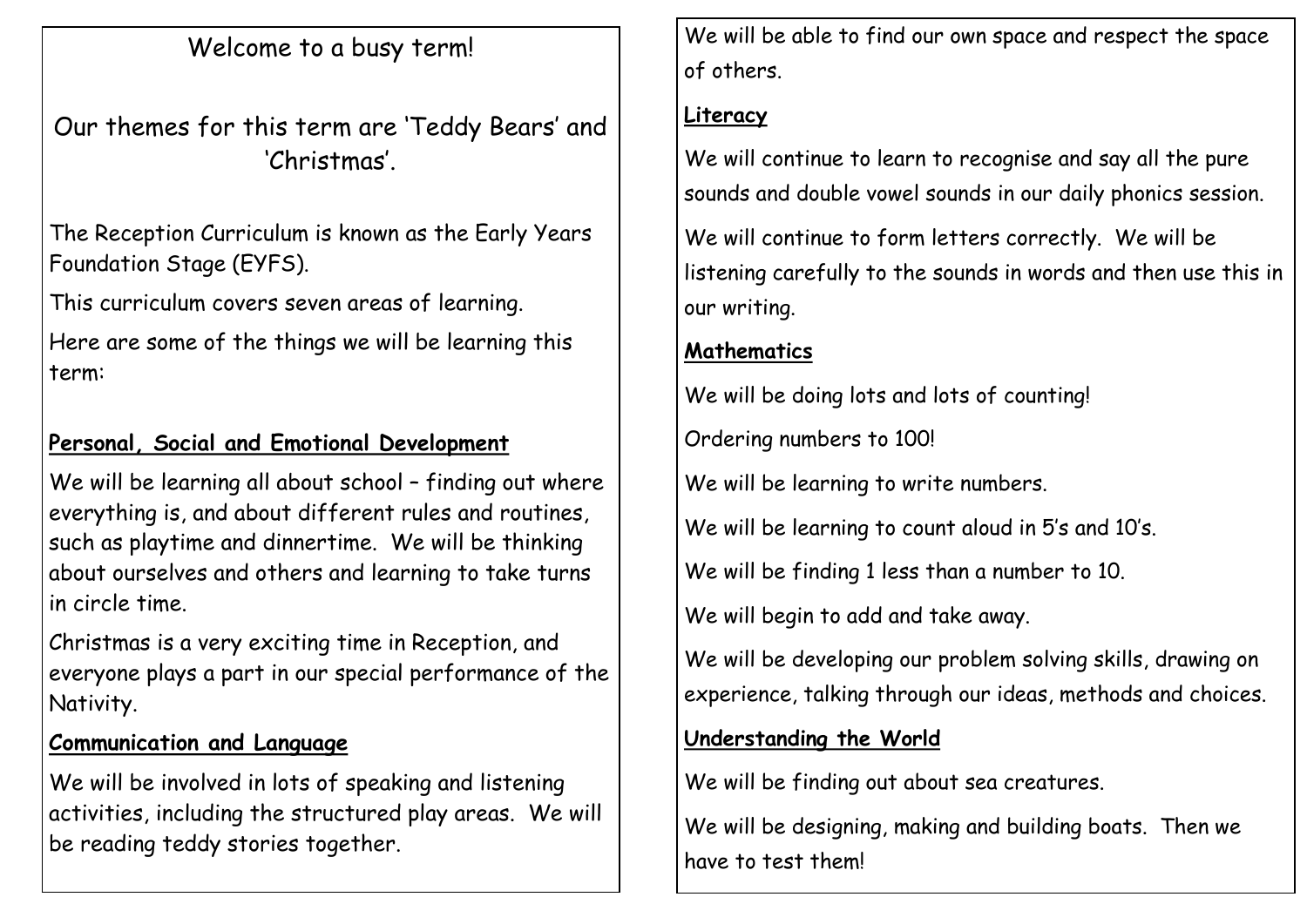Welcome to a busy term!

Our themes for this term are 'Teddy Bears' and 'Christmas'.

The Reception Curriculum is known as the Early Years Foundation Stage (EYFS).

This curriculum covers seven areas of learning.

Here are some of the things we will be learning this term:

## Personal, Social and Emotional Development

We will be learning all about school – finding out where everything is, and about different rules and routines, such as playtime and dinnertime. We will be thinking about ourselves and others and learning to take turns in circle time.

Christmas is a very exciting time in Reception, and everyone plays a part in our special performance of the Nativity.

## Communication and Language

We will be involved in lots of speaking and listening activities, including the structured play areas. We will be reading teddy stories together.

We will be able to find our own space and respect the space of others.

## Literacy

We will continue to learn to recognise and say all the pure sounds and double vowel sounds in our daily phonics session.

We will continue to form letters correctly. We will be listening carefully to the sounds in words and then use this in our writing.

## Mathematics

We will be doing lots and lots of counting!

Ordering numbers to 100!

We will be learning to write numbers.

We will be learning to count aloud in 5's and 10's.

We will be finding 1 less than a number to 10.

We will begin to add and take away.

We will be developing our problem solving skills, drawing on experience, talking through our ideas, methods and choices.

## Understanding the World

We will be finding out about sea creatures.

We will be designing, making and building boats. Then we have to test them!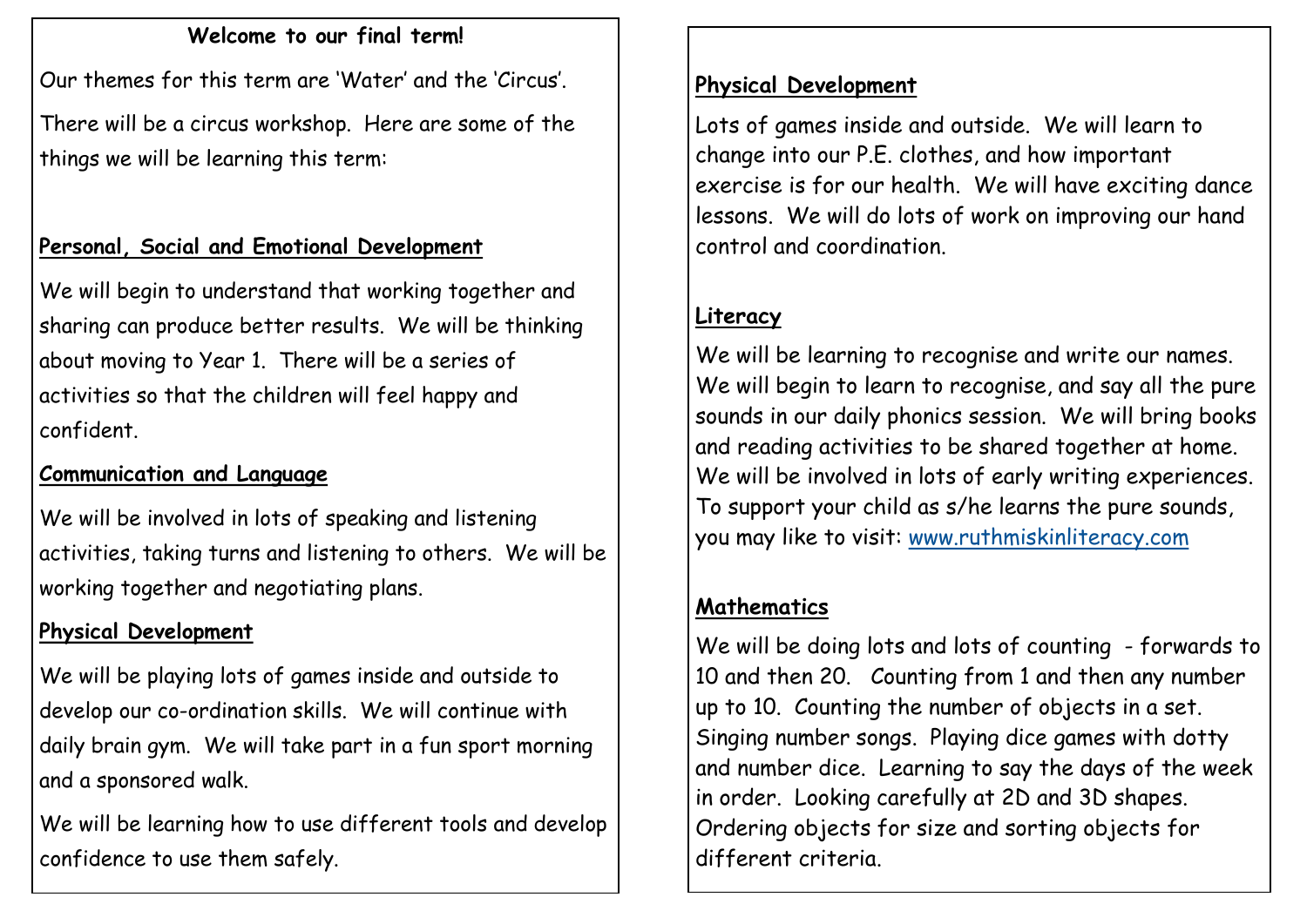**Welcome to our final term!**

Our themes for this term are 'Water' and the 'Circus'.

There will be a circus workshop. Here are some of the things we will be learning this term:

## Personal, Social and Emotional Development

We will begin to understand that working together and sharing can produce better results. We will be thinking about moving to Year 1. There will be a series of activities so that the children will feel happy and confident.

## Communication and Language

We will be involved in lots of speaking and listening activities, taking turns and listening to others. We will be working together and negotiating plans.

## Physical Development

We will be playing lots of games inside and outside to develop our co-ordination skills. We will continue with daily brain gym. We will take part in a fun sport morning and a sponsored walk.

We will be learning how to use different tools and develop confidence to use them safely.

## Physical Development

Lots of games inside and outside. We will learn to change into our P.E. clothes, and how important exercise is for our health. We will have exciting dance lessons. We will do lots of work on improving our hand control and coordination.

## Literacy

We will be learning to recognise and write our names. We will begin to learn to recognise, and say all the pure sounds in our daily phonics session. We will bring books and reading activities to be shared together at home. We will be involved in lots of early writing experiences. To support your child as s/he learns the pure sounds, you may like to visit: www.ruthmiskinliteracy.com

## Mathematics

We will be doing lots and lots of counting - forwards to 10 and then 20. Counting from 1 and then any number up to 10. Counting the number of objects in a set. Singing number songs. Playing dice games with dotty and number dice. Learning to say the days of the week in order. Looking carefully at 2D and 3D shapes. Ordering objects for size and sorting objects for different criteria.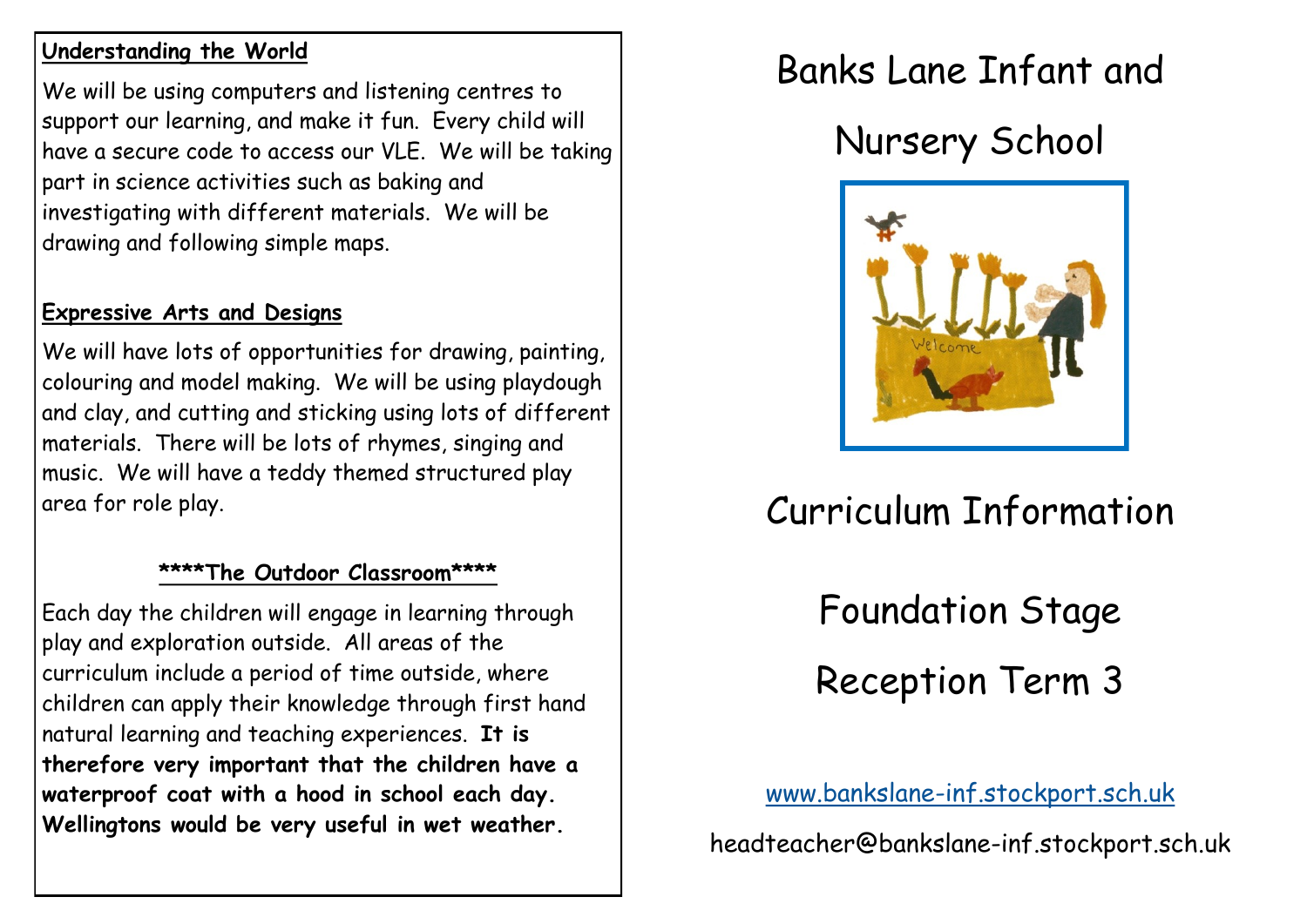## Understanding the World

We will be using computers and listening centres to support our learning, and make it fun. Every child will have a secure code to access our VLE. We will be taking part in science activities such as baking and investigating with different materials. We will be drawing and following simple maps.

## Expressive Arts and Designs

We will have lots of opportunities for drawing, painting, colouring and model making. We will be using playdough and clay, and cutting and sticking using lots of different materials. There will be lots of rhymes, singing and music. We will have a teddy themed structured play area for role play.

## ****The Outdoor Classroom****

Each day the children will engage in learning through play and exploration outside. All areas of the curriculum include a period of time outside, where children can apply their knowledge through first hand natural learning and teaching experiences. **It is therefore very important that the children have a waterproof coat with a hood in school each day. Wellingtons would be very useful in wet weather.**

# Banks Lane Infant and Nursery School

# Curriculum Information

# Foundation Stage

# Reception Term 3

www.bankslane-inf.stockport.sch.uk

headteacher@bankslane-inf.stockport.sch.uk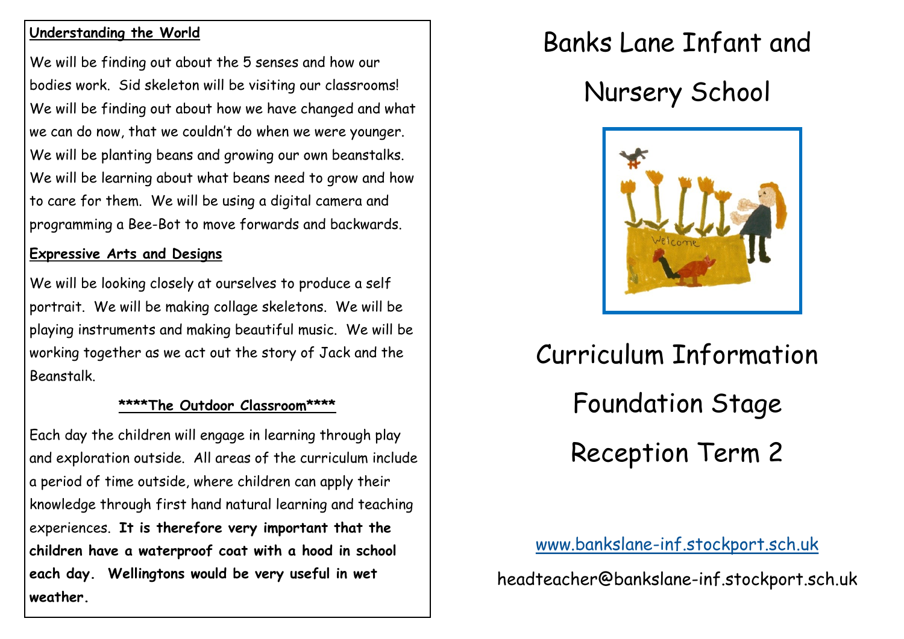## Understanding the World

We will be finding out about the 5 senses and how our bodies work. Sid skeleton will be visiting our classrooms! We will be finding out about how we have changed and what we can do now, that we couldn't do when we were younger. We will be planting beans and growing our own beanstalks. We will be learning about what beans need to grow and how to care for them. We will be using a digital camera and programming a Bee-Bot to move forwards and backwards.

## Expressive Arts and Designs

We will be looking closely at ourselves to produce a self portrait. We will be making collage skeletons. We will be playing instruments and making beautiful music. We will be working together as we act out the story of Jack and the Beanstalk.

## ****The Outdoor Classroom****

Each day the children will engage in learning through play and exploration outside. All areas of the curriculum include a period of time outside, where children can apply their knowledge through first hand natural learning and teaching experiences. **It is therefore very important that the children have a waterproof coat with a hood in school each day. Wellingtons would be very useful in wet weather.**

# Banks Lane Infant and Nursery School

# Curriculum Information

# Foundation Stage

# Reception Term 2

[www.bankslane-inf.stockport.sch.uk](http://www.bankslane-inf.stockport.sch.uk)

headteacher@bankslane-inf.stockport.sch.uk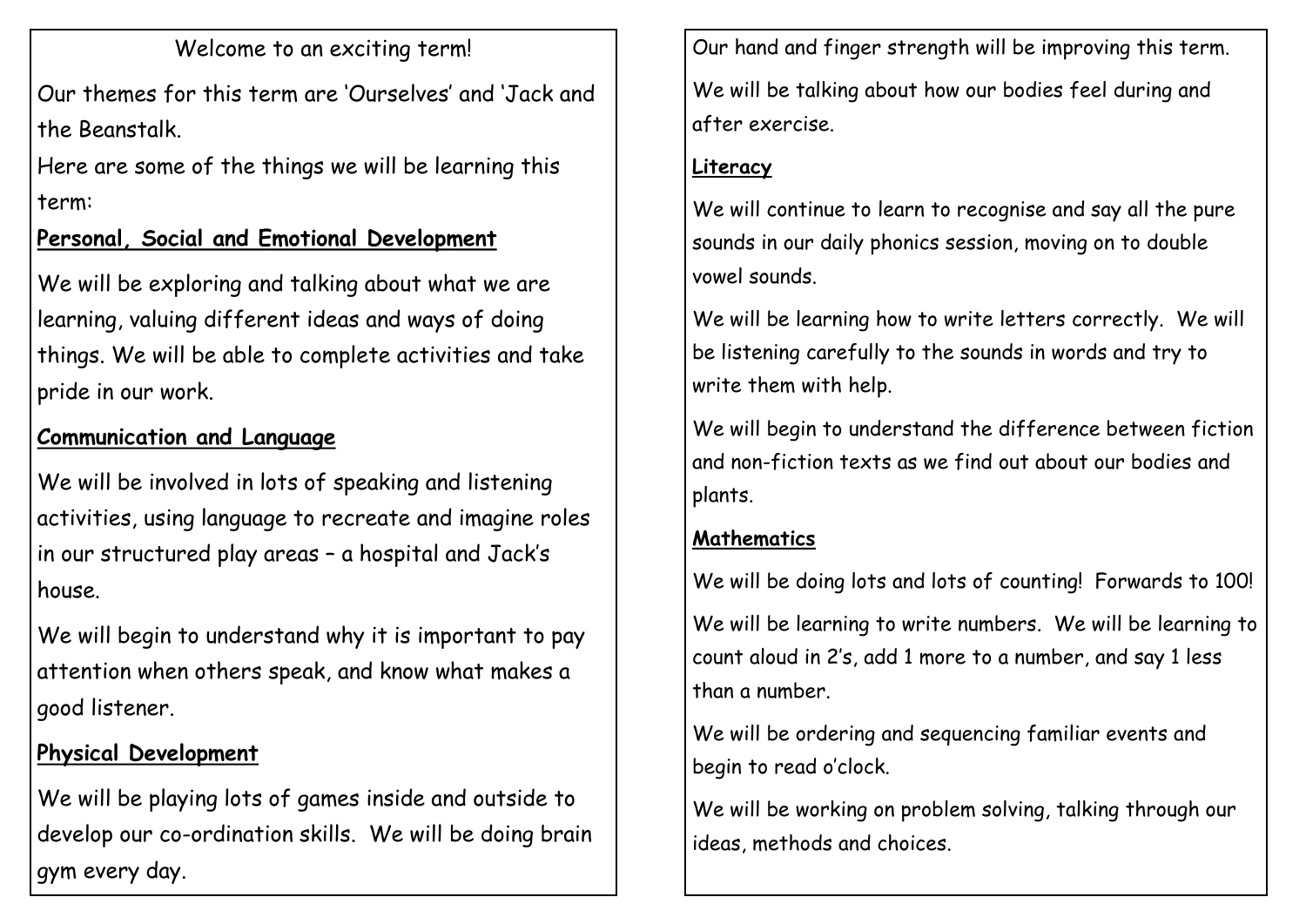Welcome to an exciting term!

Our themes for this term are 'Ourselves' and 'Jack and the Beanstalk.

Here are some of the things we will be learning this term:

**Personal, Social and Emotional Development**

We will be exploring and talking about what we are learning, valuing different ideas and ways of doing things. We will be able to complete activities and take pride in our work.

**Communication and Language**

We will be involved in lots of speaking and listening activities, using language to recreate and imagine roles in our structured play areas – a hospital and Jack's house.

We will begin to understand why it is important to pay attention when others speak, and know what makes a good listener.

**Physical Development**

We will be playing lots of games inside and outside to develop our co-ordination skills. We will be doing brain gym every day.

Our hand and finger strength will be improving this term.

We will be talking about how our bodies feel during and after exercise.

**Literacy**

We will continue to learn to recognise and say all the pure sounds in our daily phonics session, moving on to double vowel sounds.

We will be learning how to write letters correctly. We will be listening carefully to the sounds in words and try to write them with help.

We will begin to understand the difference between fiction and non-fiction texts as we find out about our bodies and plants.

**Mathematics**

We will be doing lots and lots of counting! Forwards to 100!

We will be learning to write numbers. We will be learning to count aloud in 2's, add 1 more to a number, and say 1 less than a number.

We will be ordering and sequencing familiar events and begin to read o'clock.

We will be working on problem solving, talking through our ideas, methods and choices.